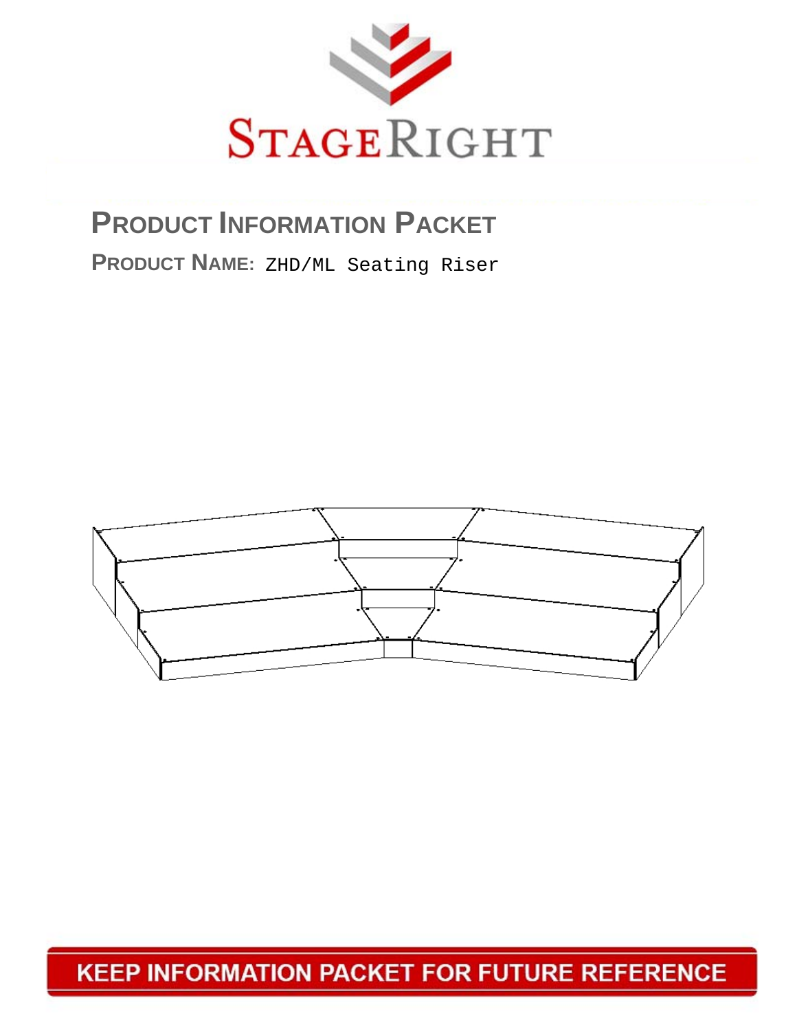StageRight

# Product Information Packet

**Product Name:** ZHD/ML Seating Riser

**KEEP INFORMATION PACKET FOR FUTURE REFERENCE**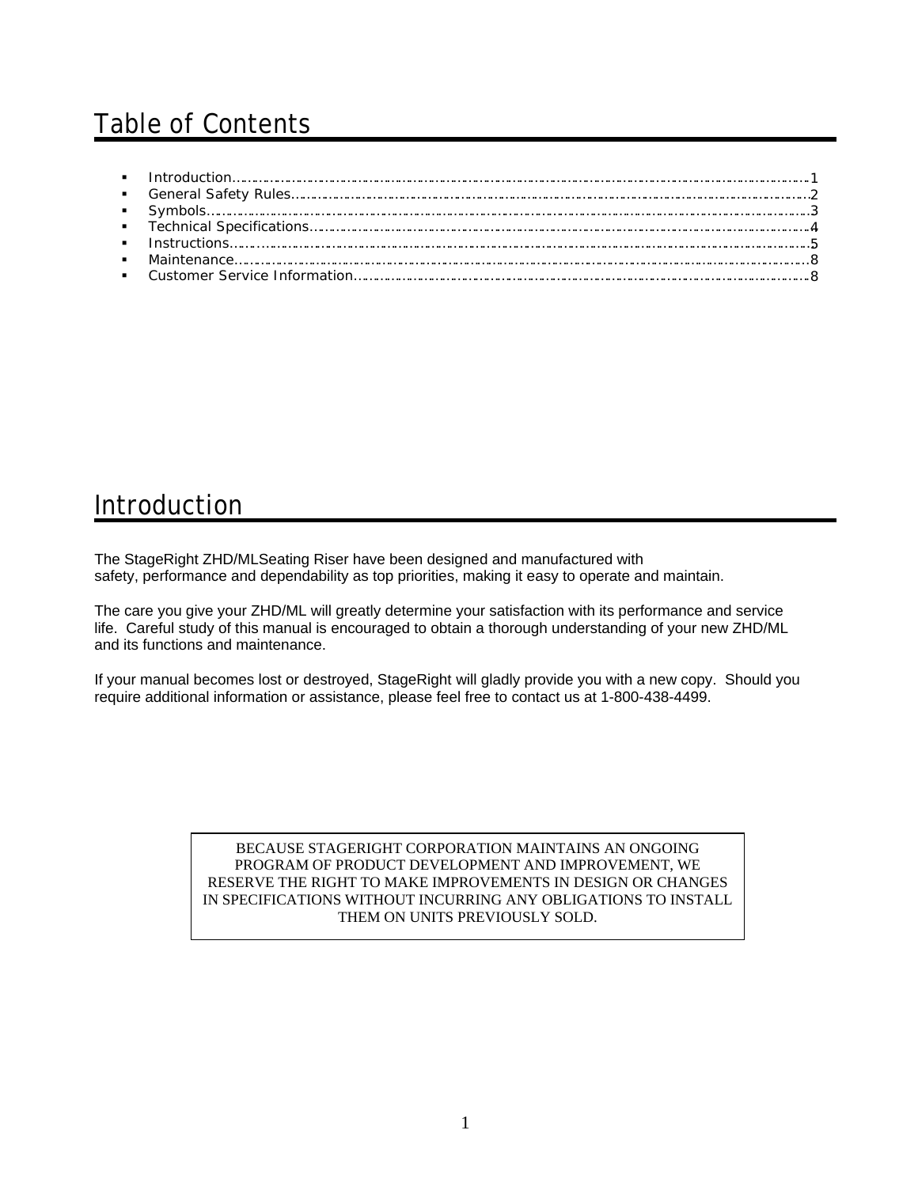# Table of Contents

- Introduction........................................................................................................................1
- General Safety Rules..........................................................................................................2
- Symbols..............................................................................................................................3
- Technical Specifications.....................................................................................................4
- Instructions.........................................................................................................................5
- Maintenance.......................................................................................................................8
- Customer Service Information............................................................................................8

# Introduction

The StageRight ZHD/MLSeating Riser have been designed and manufactured with safety, performance and dependability as top priorities, making it easy to operate and maintain.

The care you give your ZHD/ML will greatly determine your satisfaction with its performance and service life. Careful study of this manual is encouraged to obtain a thorough understanding of your new ZHD/ML and its functions and maintenance.

If your manual becomes lost or destroyed, StageRight will gladly provide you with a new copy. Should you require additional information or assistance, please feel free to contact us at 1-800-438-4499.

BECAUSE STAGERIGHT CORPORATION MAINTAINS AN ONGOING PROGRAM OF PRODUCT DEVELOPMENT AND IMPROVEMENT, WE RESERVE THE RIGHT TO MAKE IMPROVEMENTS IN DESIGN OR CHANGES IN SPECIFICATIONS WITHOUT INCURRING ANY OBLIGATIONS TO INSTALL THEM ON UNITS PREVIOUSLY SOLD.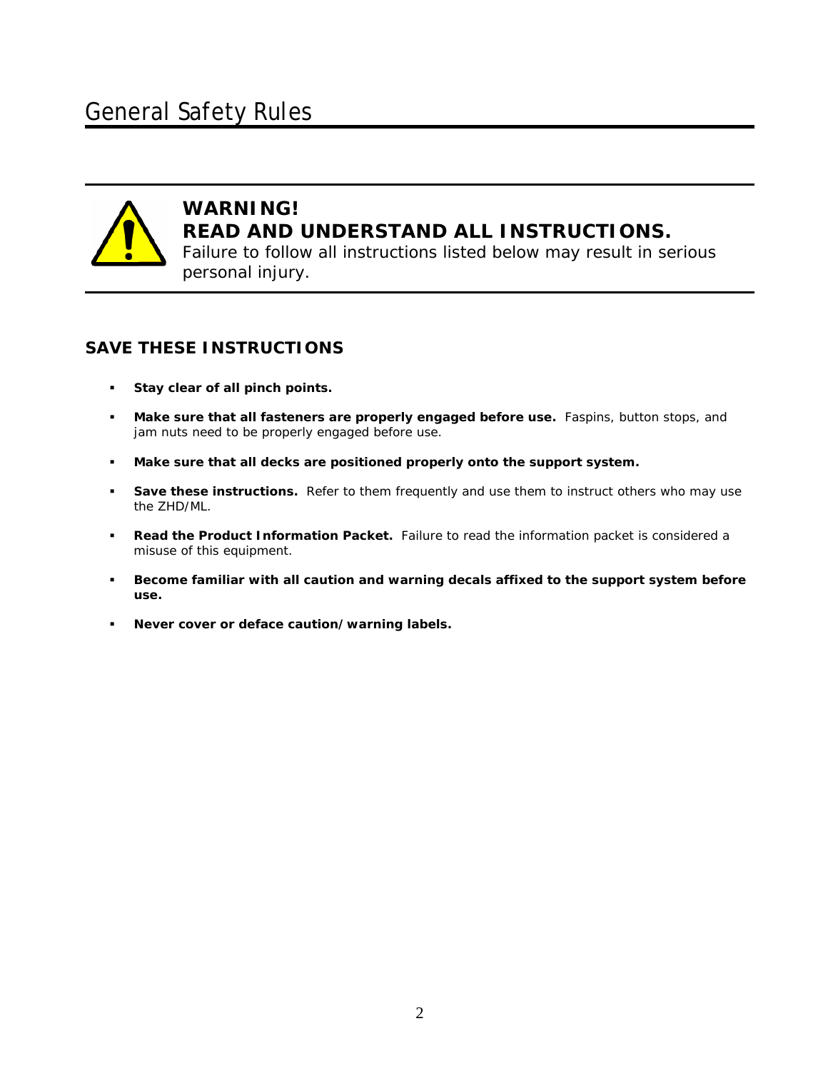# General Safety Rules

**WARNING!**
**READ AND UNDERSTAND ALL INSTRUCTIONS.**
Failure to follow all instructions listed below may result in serious personal injury.

## SAVE THESE INSTRUCTIONS

- **Stay clear of all pinch points.**
- **Make sure that all fasteners are properly engaged before use.** Faspins, button stops, and jam nuts need to be properly engaged before use.
- **Make sure that all decks are positioned properly onto the support system.**
- **Save these instructions.** Refer to them frequently and use them to instruct others who may use the ZHD/ML.
- **Read the Product Information Packet.** Failure to read the information packet is considered a misuse of this equipment.
- **Become familiar with all caution and warning decals affixed to the support system before use.**
- **Never cover or deface caution/warning labels.**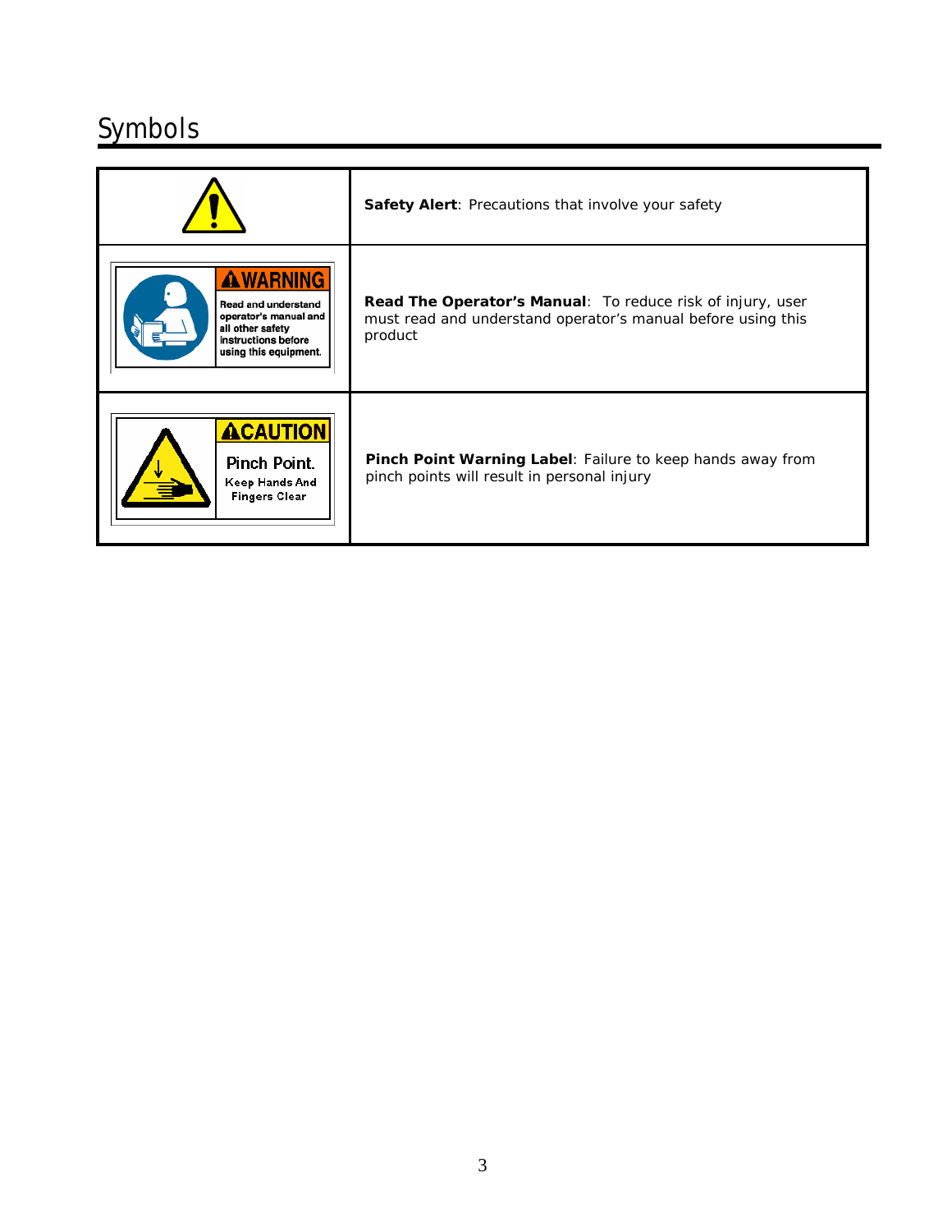## Symbols

| Symbol | Description |
|---|---|
| | **Safety Alert**: Precautions that involve your safety |
| WARNING Read and understand operator's manual and all other safety instructions before using this equipment. | **Read The Operator's Manual**: To reduce risk of injury, user must read and understand operator's manual before using this product |
| CAUTION Pinch Point. Keep Hands And Fingers Clear | **Pinch Point Warning Label**: Failure to keep hands away from pinch points will result in personal injury |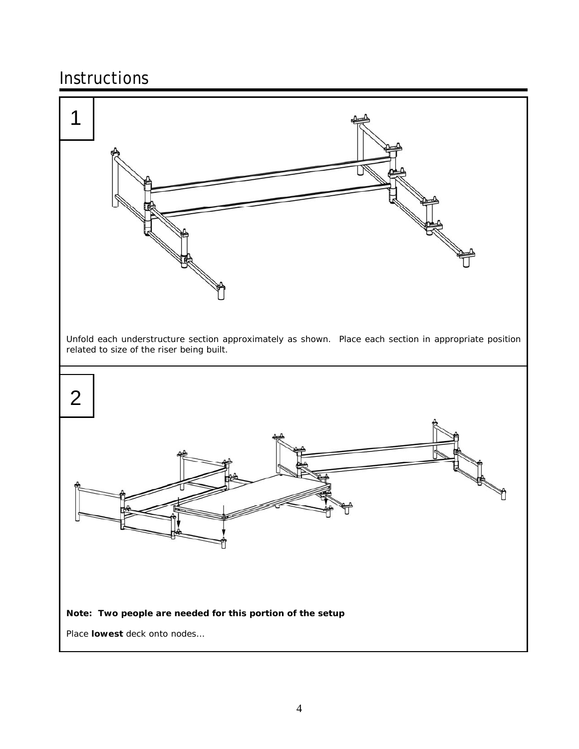# Instructions

## 1

Unfold each understructure section approximately as shown. Place each section in appropriate position related to size of the riser being built.

## 2

**Note: Two people are needed for this portion of the setup**

Place **lowest** deck onto nodes...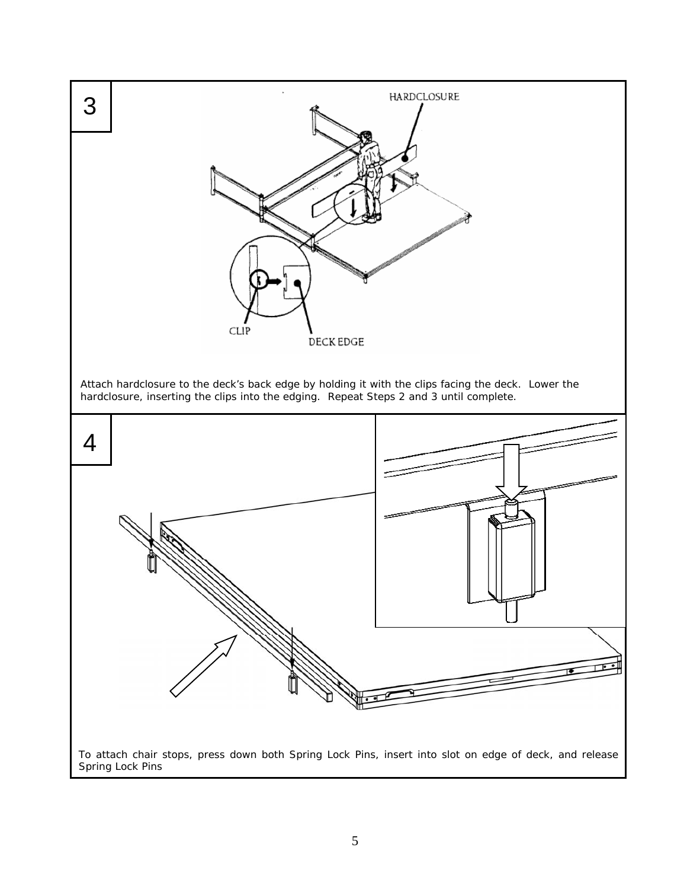## 3

HARDCLOSURE

CLIP

DECK EDGE

Attach hardclosure to the deck's back edge by holding it with the clips facing the deck. Lower the hardclosure, inserting the clips into the edging. Repeat Steps 2 and 3 until complete.

## 4

To attach chair stops, press down both Spring Lock Pins, insert into slot on edge of deck, and release Spring Lock Pins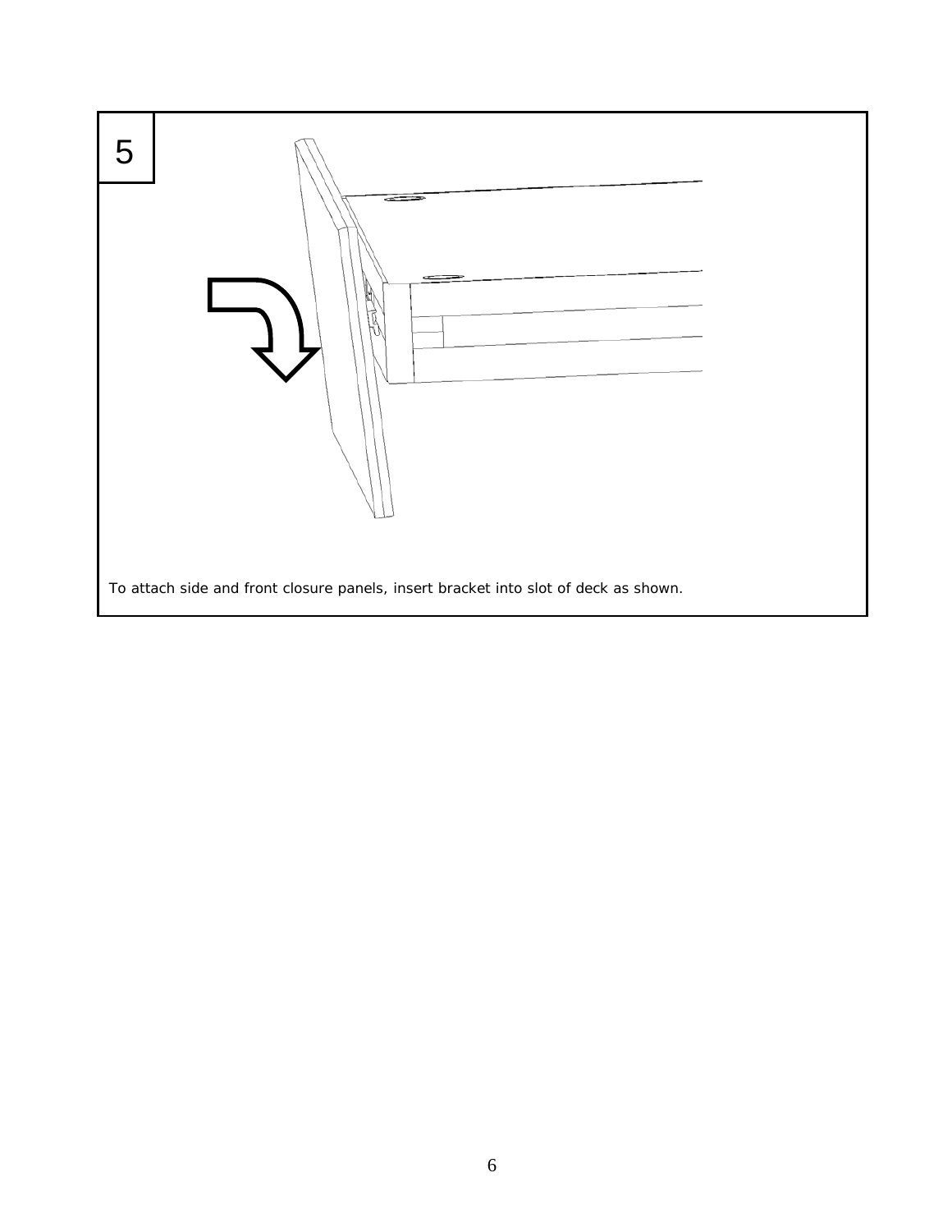5

To attach side and front closure panels, insert bracket into slot of deck as shown.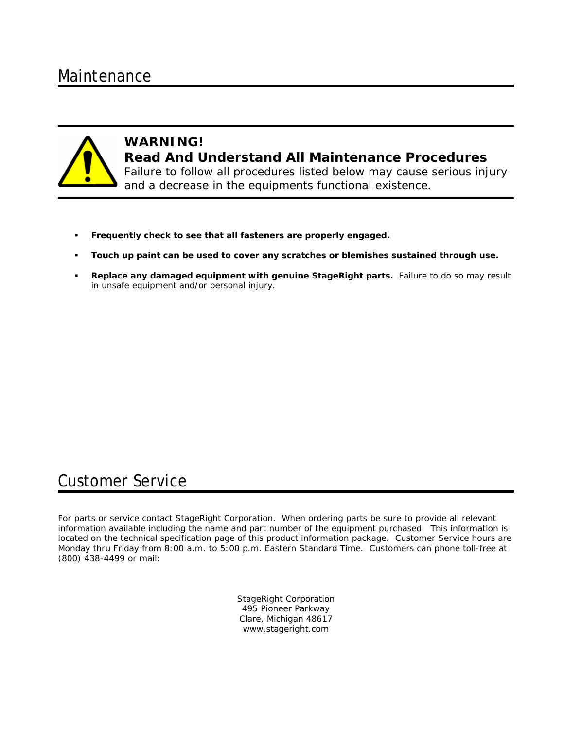# Maintenance

**WARNING!**

**Read And Understand All Maintenance Procedures**

Failure to follow all procedures listed below may cause serious injury and a decrease in the equipments functional existence.

- **Frequently check to see that all fasteners are properly engaged.**
- **Touch up paint can be used to cover any scratches or blemishes sustained through use.**
- **Replace any damaged equipment with genuine StageRight parts.** Failure to do so may result in unsafe equipment and/or personal injury.

# Customer Service

For parts or service contact StageRight Corporation. When ordering parts be sure to provide all relevant information available including the name and part number of the equipment purchased. This information is located on the technical specification page of this product information package. Customer Service hours are Monday thru Friday from 8:00 a.m. to 5:00 p.m. Eastern Standard Time. Customers can phone toll-free at (800) 438-4499 or mail:

StageRight Corporation
495 Pioneer Parkway
Clare, Michigan 48617
www.stageright.com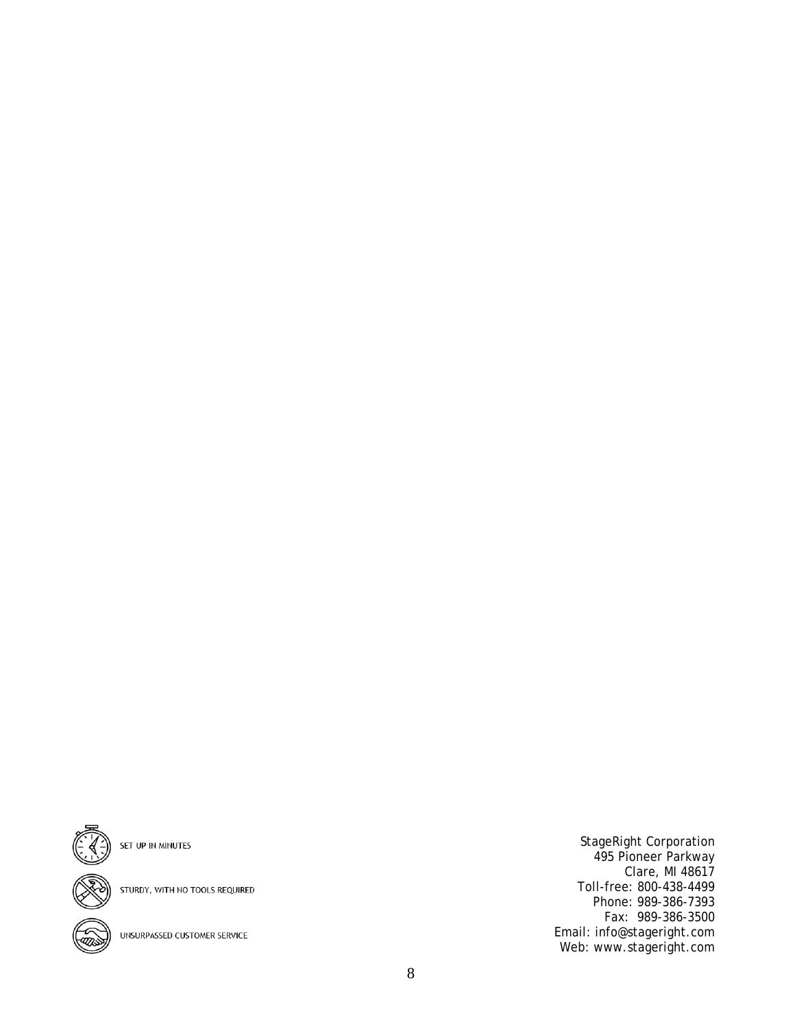SET UP IN MINUTES

STURDY, WITH NO TOOLS REQUIRED

UNSURPASSED CUSTOMER SERVICE

StageRight Corporation
495 Pioneer Parkway
Clare, MI 48617
Toll-free: 800-438-4499
Phone: 989-386-7393
Fax: 989-386-3500
Email: info@stageright.com
Web: www.stageright.com